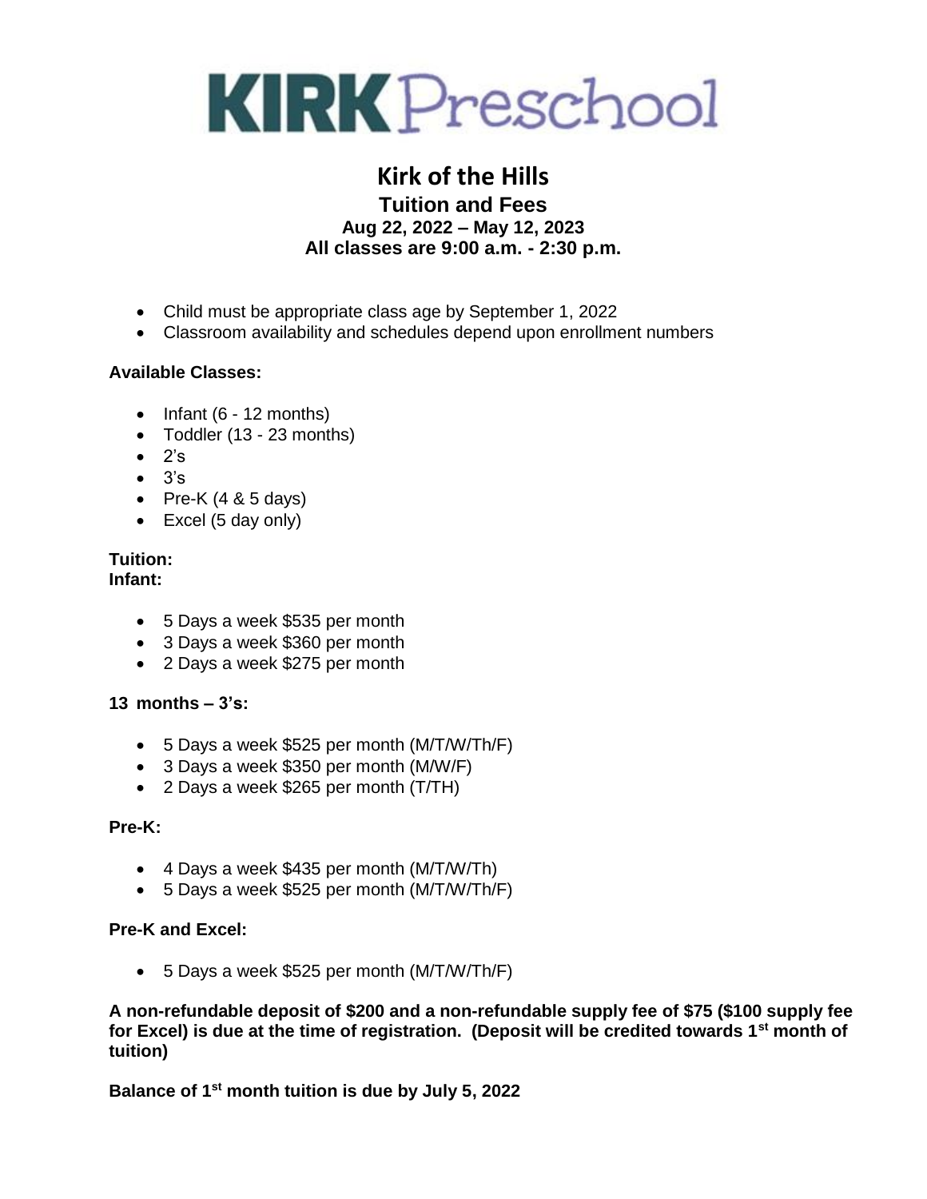# KIRK Preschool

## Kirk of the Hills

### Tuition and Fees

**Aug 22, 2022 – May 12, 2023**

**All classes are 9:00 a.m. - 2:30 p.m.**

- Child must be appropriate class age by September 1, 2022
- Classroom availability and schedules depend upon enrollment numbers

**Available Classes:**

- Infant (6 - 12 months)
- Toddler (13 - 23 months)
- 2's
- 3's
- Pre-K (4 & 5 days)
- Excel (5 day only)

**Tuition:**

**Infant:**

- 5 Days a week $535 per month
- 3 Days a week $360 per month
- 2 Days a week $275 per month

**13 months – 3's:**

- 5 Days a week $525 per month (M/T/W/Th/F)
- 3 Days a week $350 per month (M/W/F)
- 2 Days a week $265 per month (T/TH)

**Pre-K:**

- 4 Days a week $435 per month (M/T/W/Th)
- 5 Days a week $525 per month (M/T/W/Th/F)

**Pre-K and Excel:**

- 5 Days a week $525 per month (M/T/W/Th/F)

**A non-refundable deposit of $200 and a non-refundable supply fee of $75 ($100 supply fee for Excel) is due at the time of registration. (Deposit will be credited towards 1st month of tuition)**

**Balance of 1st month tuition is due by July 5, 2022**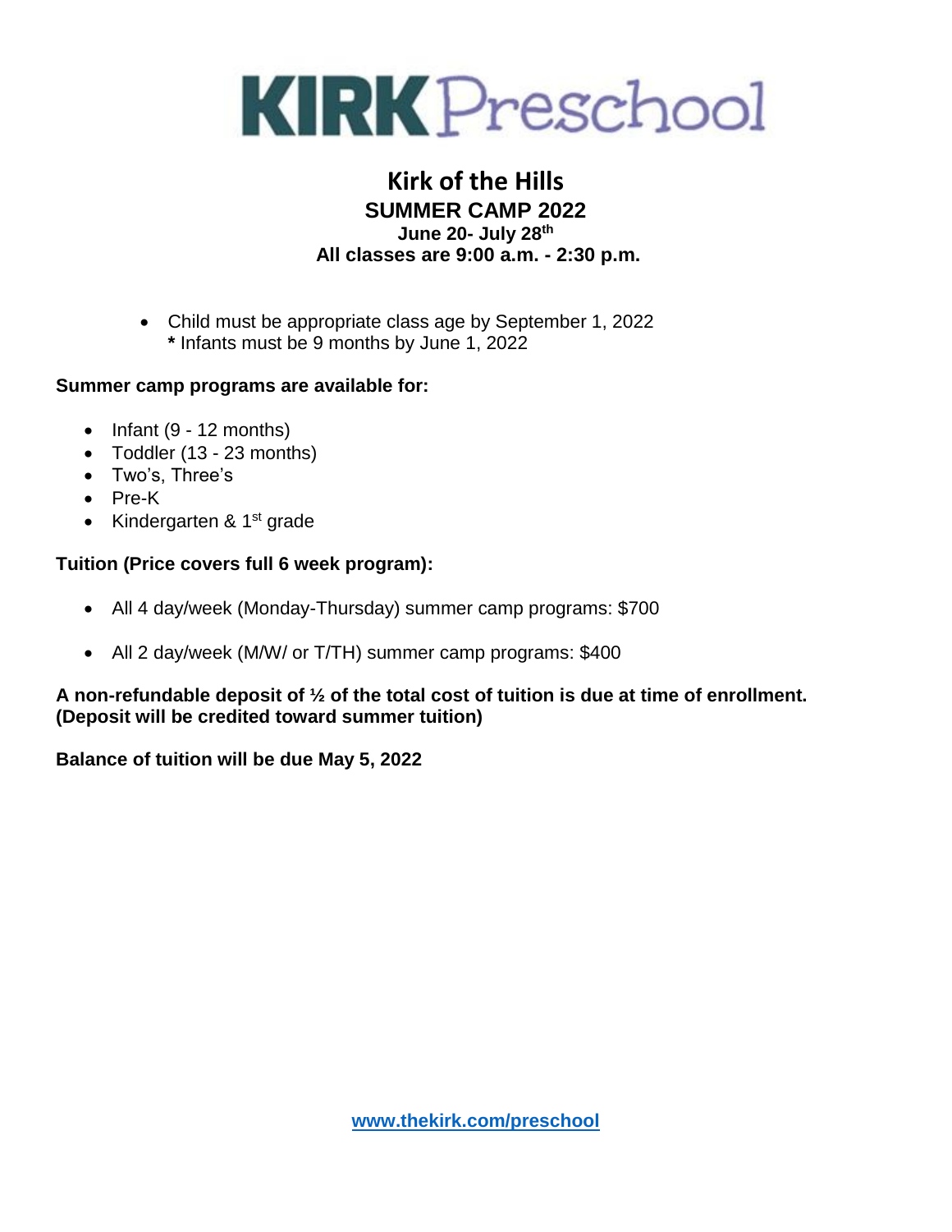# KIRK Preschool

## Kirk of the Hills

### SUMMER CAMP 2022

**June 20- July 28th**

**All classes are 9:00 a.m. - 2:30 p.m.**

- Child must be appropriate class age by September 1, 2022
  **\*** Infants must be 9 months by June 1, 2022

**Summer camp programs are available for:**

- Infant (9 - 12 months)
- Toddler (13 - 23 months)
- Two's, Three's
- Pre-K
- Kindergarten & 1st grade

**Tuition (Price covers full 6 week program):**

- All 4 day/week (Monday-Thursday) summer camp programs: $700
- All 2 day/week (M/W/ or T/TH) summer camp programs: $400

**A non-refundable deposit of ½ of the total cost of tuition is due at time of enrollment. (Deposit will be credited toward summer tuition)**

**Balance of tuition will be due May 5, 2022**

**www.thekirk.com/preschool**